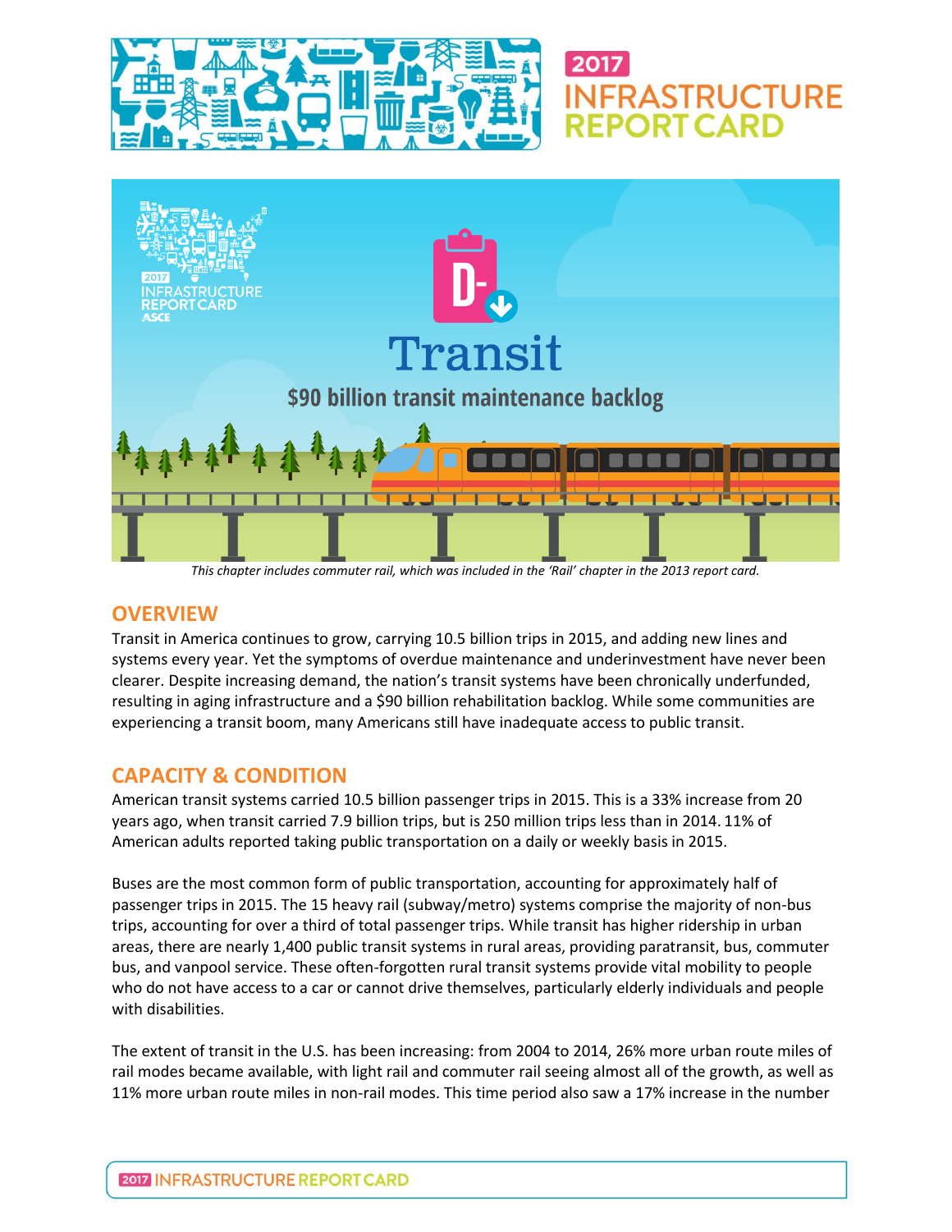# 2017 INFRASTRUCTURE REPORT CARD

# D- Transit

**$90 billion transit maintenance backlog**

*This chapter includes commuter rail, which was included in the 'Rail' chapter in the 2013 report card.*

## OVERVIEW

Transit in America continues to grow, carrying 10.5 billion trips in 2015, and adding new lines and systems every year. Yet the symptoms of overdue maintenance and underinvestment have never been clearer. Despite increasing demand, the nation's transit systems have been chronically underfunded, resulting in aging infrastructure and a $90 billion rehabilitation backlog. While some communities are experiencing a transit boom, many Americans still have inadequate access to public transit.

## CAPACITY & CONDITION

American transit systems carried 10.5 billion passenger trips in 2015. This is a 33% increase from 20 years ago, when transit carried 7.9 billion trips, but is 250 million trips less than in 2014. 11% of American adults reported taking public transportation on a daily or weekly basis in 2015.

Buses are the most common form of public transportation, accounting for approximately half of passenger trips in 2015. The 15 heavy rail (subway/metro) systems comprise the majority of non-bus trips, accounting for over a third of total passenger trips. While transit has higher ridership in urban areas, there are nearly 1,400 public transit systems in rural areas, providing paratransit, bus, commuter bus, and vanpool service. These often-forgotten rural transit systems provide vital mobility to people who do not have access to a car or cannot drive themselves, particularly elderly individuals and people with disabilities.

The extent of transit in the U.S. has been increasing: from 2004 to 2014, 26% more urban route miles of rail modes became available, with light rail and commuter rail seeing almost all of the growth, as well as 11% more urban route miles in non-rail modes. This time period also saw a 17% increase in the number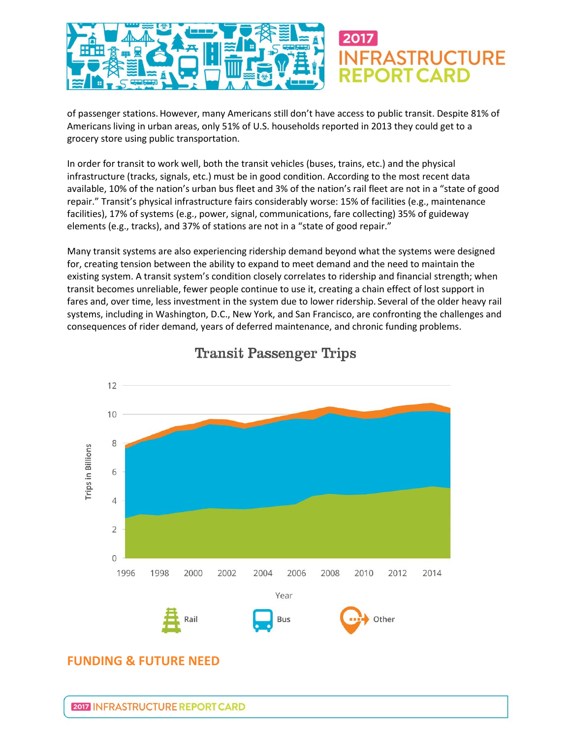of passenger stations. However, many Americans still don't have access to public transit. Despite 81% of Americans living in urban areas, only 51% of U.S. households reported in 2013 they could get to a grocery store using public transportation.

In order for transit to work well, both the transit vehicles (buses, trains, etc.) and the physical infrastructure (tracks, signals, etc.) must be in good condition. According to the most recent data available, 10% of the nation's urban bus fleet and 3% of the nation's rail fleet are not in a "state of good repair." Transit's physical infrastructure fairs considerably worse: 15% of facilities (e.g., maintenance facilities), 17% of systems (e.g., power, signal, communications, fare collecting) 35% of guideway elements (e.g., tracks), and 37% of stations are not in a "state of good repair."

Many transit systems are also experiencing ridership demand beyond what the systems were designed for, creating tension between the ability to expand to meet demand and the need to maintain the existing system. A transit system's condition closely correlates to ridership and financial strength; when transit becomes unreliable, fewer people continue to use it, creating a chain effect of lost support in fares and, over time, less investment in the system due to lower ridership. Several of the older heavy rail systems, including in Washington, D.C., New York, and San Francisco, are confronting the challenges and consequences of rider demand, years of deferred maintenance, and chronic funding problems.

## Transit Passenger Trips

Trips in Billions (0–12) by Year (1996–2014); Legend: Rail, Bus, Other

## FUNDING & FUTURE NEED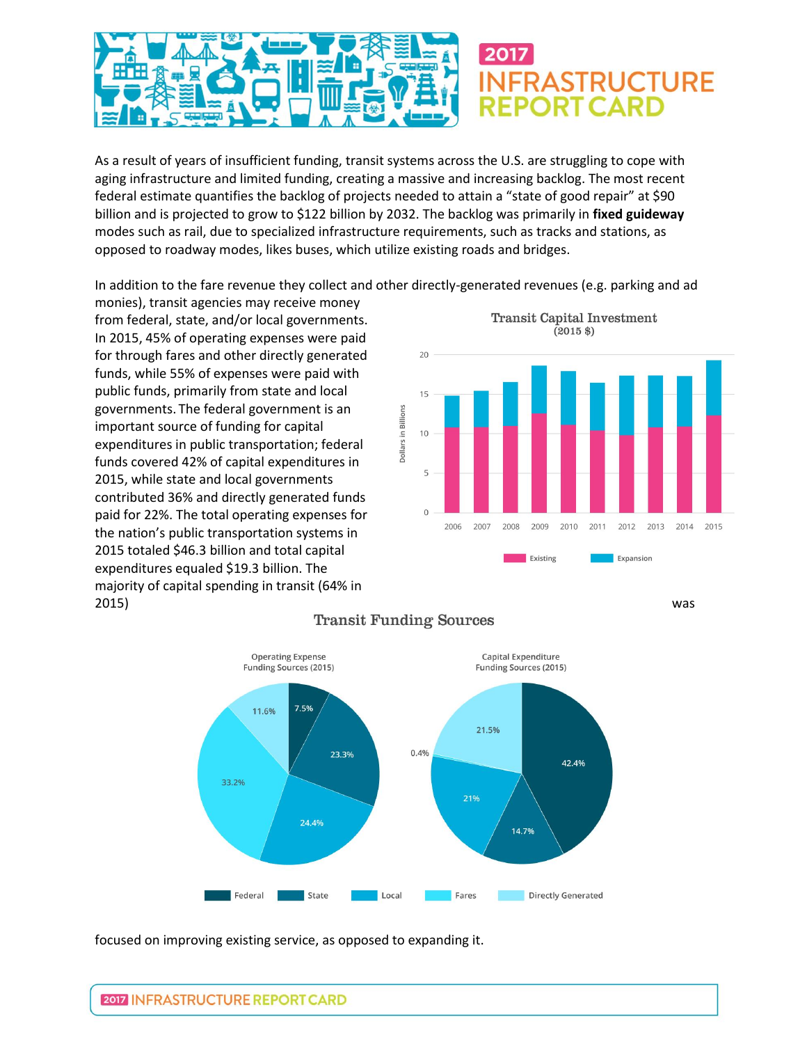As a result of years of insufficient funding, transit systems across the U.S. are struggling to cope with aging infrastructure and limited funding, creating a massive and increasing backlog. The most recent federal estimate quantifies the backlog of projects needed to attain a "state of good repair" at $90 billion and is projected to grow to $122 billion by 2032. The backlog was primarily in **fixed guideway** modes such as rail, due to specialized infrastructure requirements, such as tracks and stations, as opposed to roadway modes, likes buses, which utilize existing roads and bridges.

In addition to the fare revenue they collect and other directly-generated revenues (e.g. parking and ad monies), transit agencies may receive money from federal, state, and/or local governments. In 2015, 45% of operating expenses were paid for through fares and other directly generated funds, while 55% of expenses were paid with public funds, primarily from state and local governments. The federal government is an important source of funding for capital expenditures in public transportation; federal funds covered 42% of capital expenditures in 2015, while state and local governments contributed 36% and directly generated funds paid for 22%. The total operating expenses for the nation's public transportation systems in 2015 totaled $46.3 billion and total capital expenditures equaled $19.3 billion. The majority of capital spending in transit (64% in 2015) was focused on improving existing service, as opposed to expanding it.

**Transit Capital Investment** (2015 $)

Dollars in Billions

2006, 2007, 2008, 2009, 2010, 2011, 2012, 2013, 2014, 2015

Existing, Expansion

**Transit Funding Sources**

| Operating Expense Funding Sources (2015) | |
|---|---|
| Federal | 7.5% |
| State | 23.3% |
| Local | 24.4% |
| Fares | 33.2% |
| Directly Generated | 11.6% |

| Capital Expenditure Funding Sources (2015) | |
|---|---|
| Federal | 42.4% |
| State | 14.7% |
| Local | 21% |
| Fares | 0.4% |
| Directly Generated | 21.5% |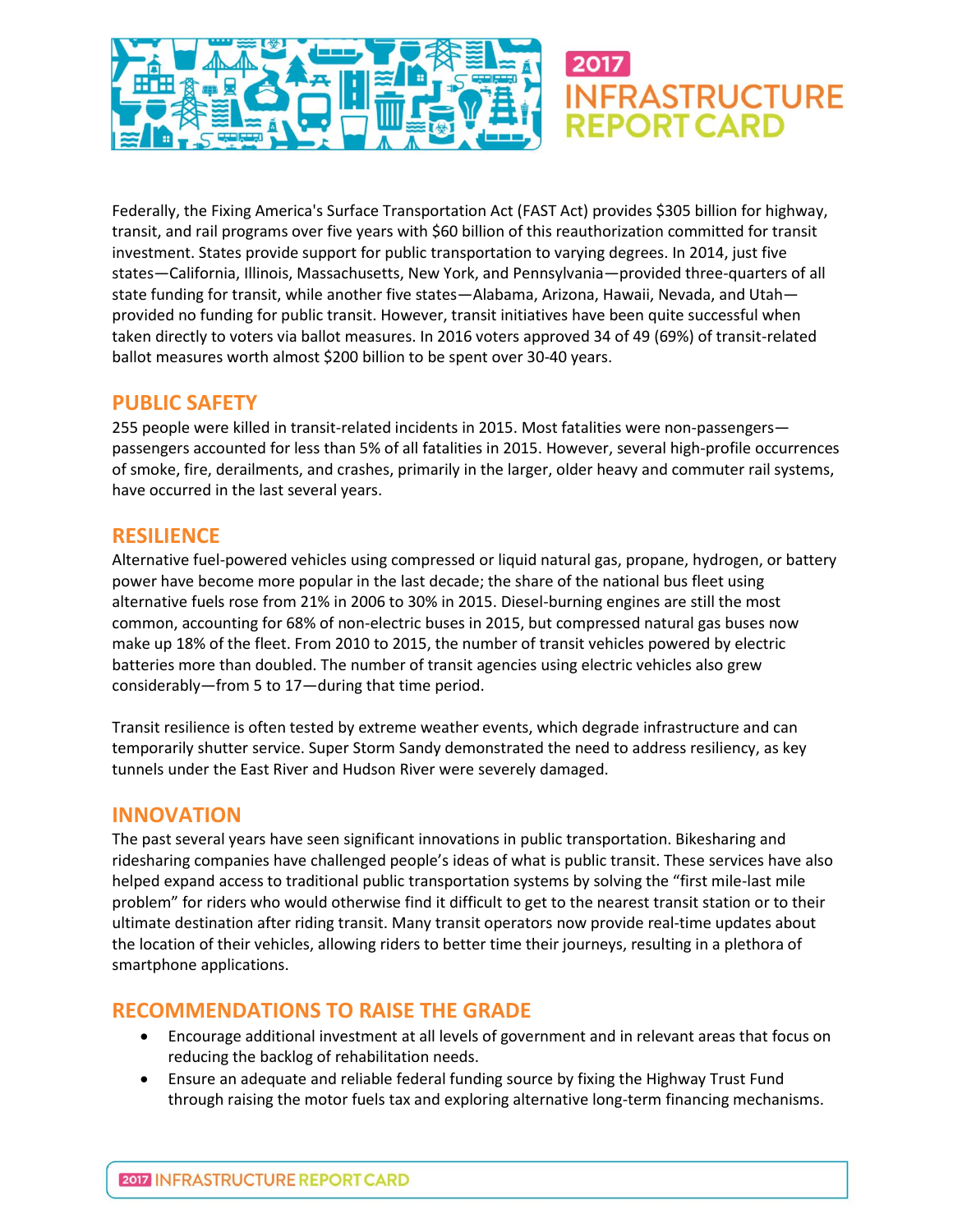Federally, the Fixing America's Surface Transportation Act (FAST Act) provides $305 billion for highway, transit, and rail programs over five years with $60 billion of this reauthorization committed for transit investment. States provide support for public transportation to varying degrees. In 2014, just five states—California, Illinois, Massachusetts, New York, and Pennsylvania—provided three-quarters of all state funding for transit, while another five states—Alabama, Arizona, Hawaii, Nevada, and Utah—provided no funding for public transit. However, transit initiatives have been quite successful when taken directly to voters via ballot measures. In 2016 voters approved 34 of 49 (69%) of transit-related ballot measures worth almost $200 billion to be spent over 30-40 years.

## PUBLIC SAFETY

255 people were killed in transit-related incidents in 2015. Most fatalities were non-passengers—passengers accounted for less than 5% of all fatalities in 2015. However, several high-profile occurrences of smoke, fire, derailments, and crashes, primarily in the larger, older heavy and commuter rail systems, have occurred in the last several years.

## RESILIENCE

Alternative fuel-powered vehicles using compressed or liquid natural gas, propane, hydrogen, or battery power have become more popular in the last decade; the share of the national bus fleet using alternative fuels rose from 21% in 2006 to 30% in 2015. Diesel-burning engines are still the most common, accounting for 68% of non-electric buses in 2015, but compressed natural gas buses now make up 18% of the fleet. From 2010 to 2015, the number of transit vehicles powered by electric batteries more than doubled. The number of transit agencies using electric vehicles also grew considerably—from 5 to 17—during that time period.

Transit resilience is often tested by extreme weather events, which degrade infrastructure and can temporarily shutter service. Super Storm Sandy demonstrated the need to address resiliency, as key tunnels under the East River and Hudson River were severely damaged.

## INNOVATION

The past several years have seen significant innovations in public transportation. Bikesharing and ridesharing companies have challenged people's ideas of what is public transit. These services have also helped expand access to traditional public transportation systems by solving the "first mile-last mile problem" for riders who would otherwise find it difficult to get to the nearest transit station or to their ultimate destination after riding transit. Many transit operators now provide real-time updates about the location of their vehicles, allowing riders to better time their journeys, resulting in a plethora of smartphone applications.

## RECOMMENDATIONS TO RAISE THE GRADE

- Encourage additional investment at all levels of government and in relevant areas that focus on reducing the backlog of rehabilitation needs.
- Ensure an adequate and reliable federal funding source by fixing the Highway Trust Fund through raising the motor fuels tax and exploring alternative long-term financing mechanisms.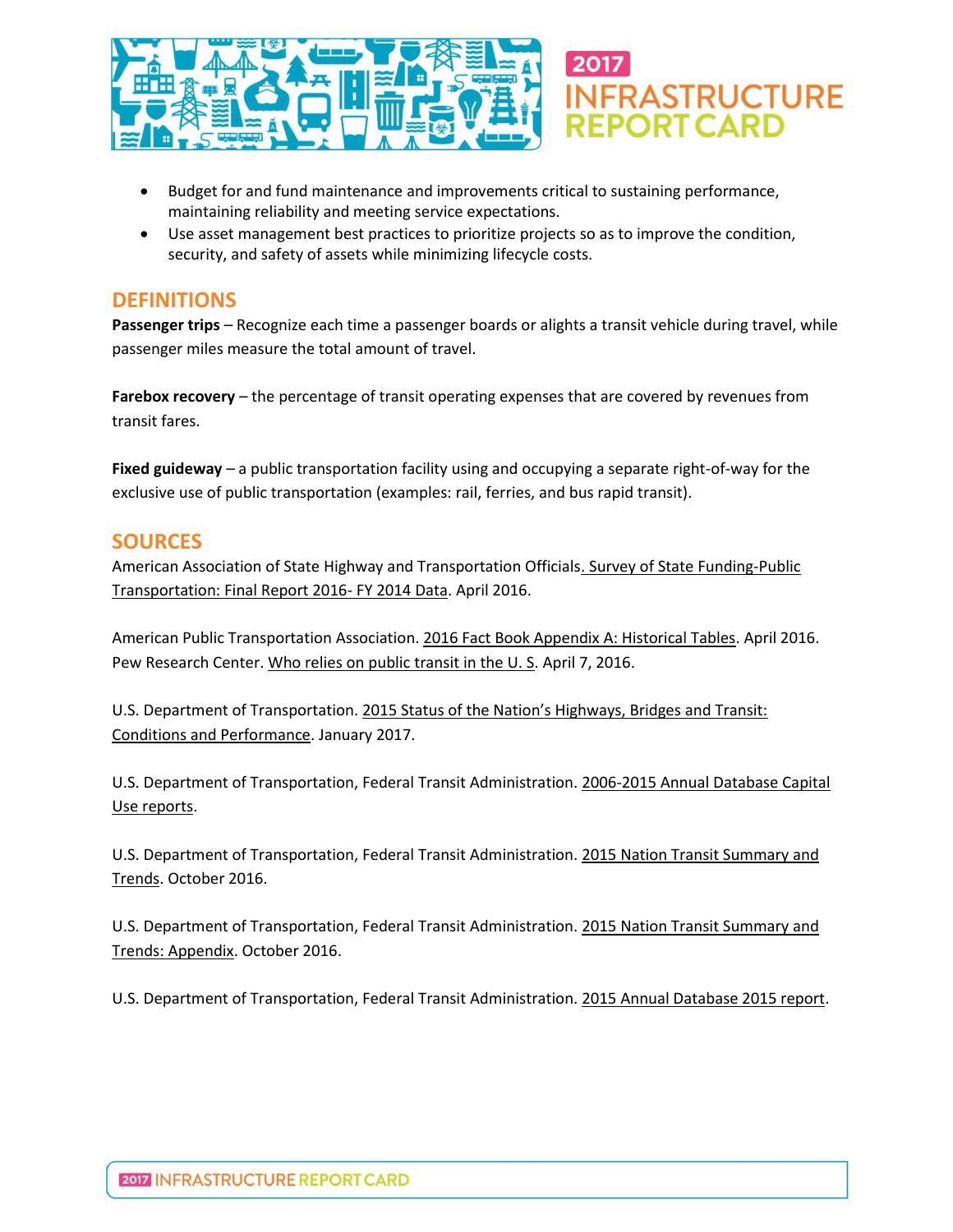- Budget for and fund maintenance and improvements critical to sustaining performance, maintaining reliability and meeting service expectations.
- Use asset management best practices to prioritize projects so as to improve the condition, security, and safety of assets while minimizing lifecycle costs.

## DEFINITIONS

**Passenger trips** – Recognize each time a passenger boards or alights a transit vehicle during travel, while passenger miles measure the total amount of travel.

**Farebox recovery** – the percentage of transit operating expenses that are covered by revenues from transit fares.

**Fixed guideway** – a public transportation facility using and occupying a separate right-of-way for the exclusive use of public transportation (examples: rail, ferries, and bus rapid transit).

## SOURCES

American Association of State Highway and Transportation Officials. Survey of State Funding-Public Transportation: Final Report 2016- FY 2014 Data. April 2016.

American Public Transportation Association. 2016 Fact Book Appendix A: Historical Tables. April 2016.
Pew Research Center. Who relies on public transit in the U. S. April 7, 2016.

U.S. Department of Transportation. 2015 Status of the Nation's Highways, Bridges and Transit: Conditions and Performance. January 2017.

U.S. Department of Transportation, Federal Transit Administration. 2006-2015 Annual Database Capital Use reports.

U.S. Department of Transportation, Federal Transit Administration. 2015 Nation Transit Summary and Trends. October 2016.

U.S. Department of Transportation, Federal Transit Administration. 2015 Nation Transit Summary and Trends: Appendix. October 2016.

U.S. Department of Transportation, Federal Transit Administration. 2015 Annual Database 2015 report.